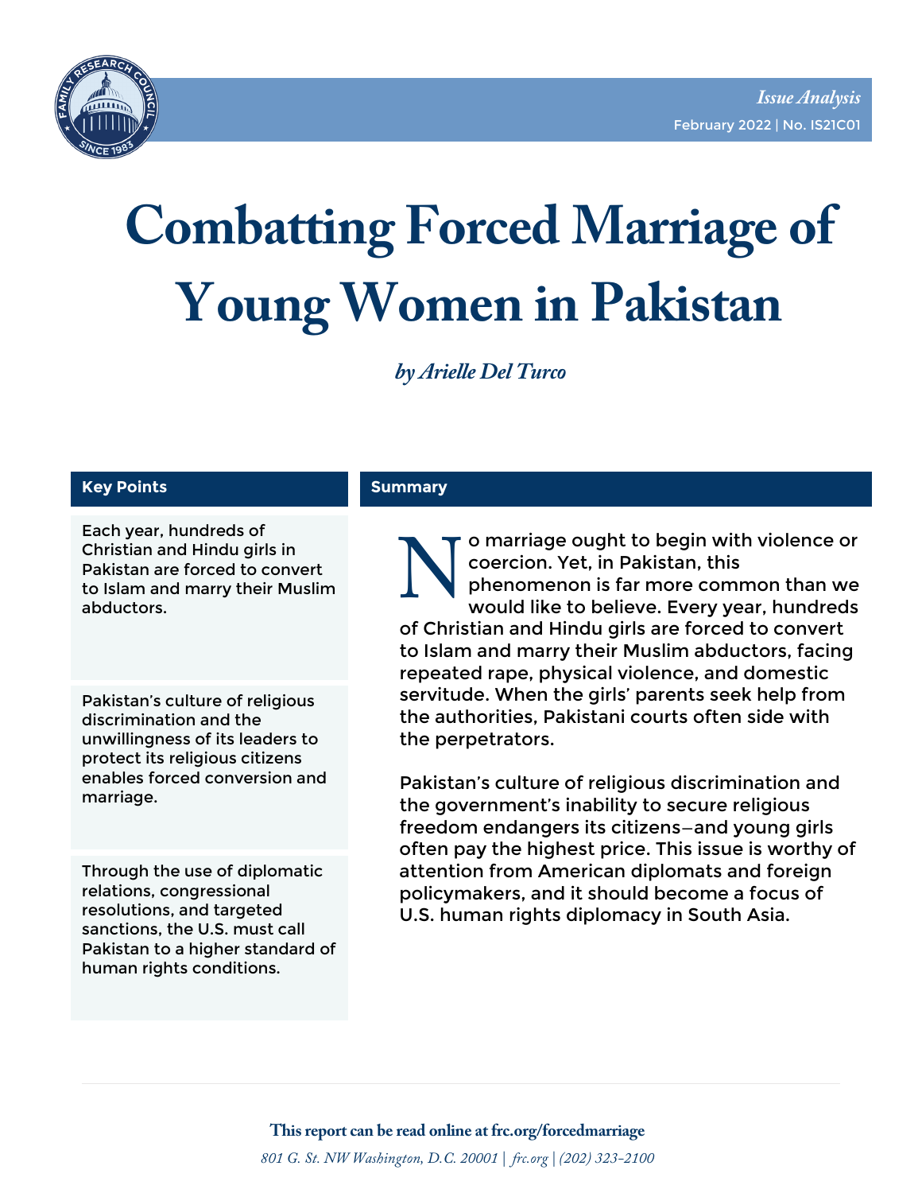*Issue Analysis*

February 2022 | No. IS21C01

# Combatting Forced Marriage of Young Women in Pakistan

*by Arielle Del Turco*

## Key Points

Each year, hundreds of Christian and Hindu girls in Pakistan are forced to convert to Islam and marry their Muslim abductors.

Pakistan's culture of religious discrimination and the unwillingness of its leaders to protect its religious citizens enables forced conversion and marriage.

Through the use of diplomatic relations, congressional resolutions, and targeted sanctions, the U.S. must call Pakistan to a higher standard of human rights conditions.

## Summary

No marriage ought to begin with violence or coercion. Yet, in Pakistan, this phenomenon is far more common than we would like to believe. Every year, hundreds of Christian and Hindu girls are forced to convert to Islam and marry their Muslim abductors, facing repeated rape, physical violence, and domestic servitude. When the girls' parents seek help from the authorities, Pakistani courts often side with the perpetrators.

Pakistan's culture of religious discrimination and the government's inability to secure religious freedom endangers its citizens—and young girls often pay the highest price. This issue is worthy of attention from American diplomats and foreign policymakers, and it should become a focus of U.S. human rights diplomacy in South Asia.

**This report can be read online at frc.org/forcedmarriage**

*801 G. St. NW Washington, D.C. 20001 | frc.org | (202) 323-2100*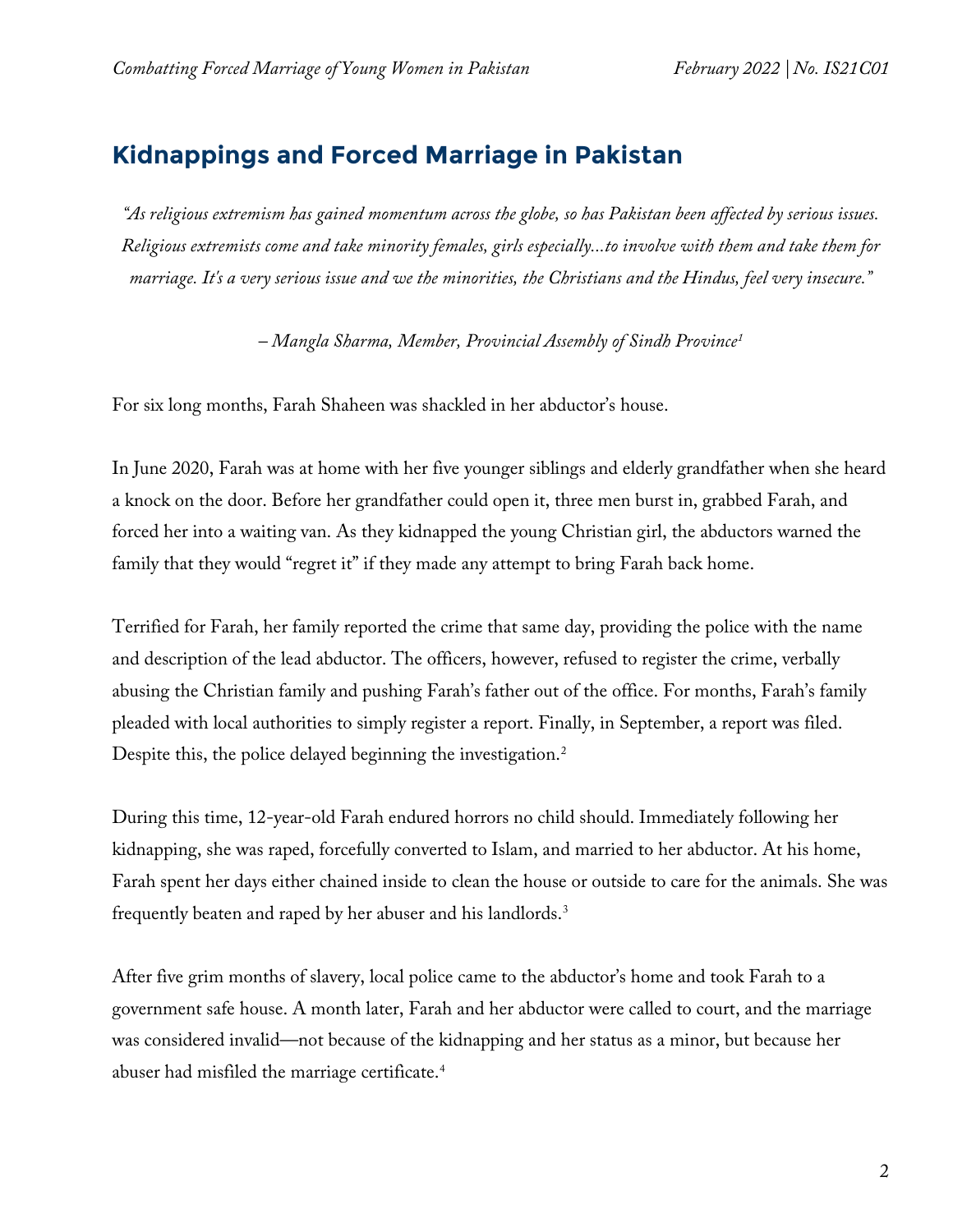## Kidnappings and Forced Marriage in Pakistan

*"As religious extremism has gained momentum across the globe, so has Pakistan been affected by serious issues. Religious extremists come and take minority females, girls especially...to involve with them and take them for marriage. It's a very serious issue and we the minorities, the Christians and the Hindus, feel very insecure."*

*– Mangla Sharma, Member, Provincial Assembly of Sindh Province*[1]

For six long months, Farah Shaheen was shackled in her abductor's house.

In June 2020, Farah was at home with her five younger siblings and elderly grandfather when she heard a knock on the door. Before her grandfather could open it, three men burst in, grabbed Farah, and forced her into a waiting van. As they kidnapped the young Christian girl, the abductors warned the family that they would "regret it" if they made any attempt to bring Farah back home.

Terrified for Farah, her family reported the crime that same day, providing the police with the name and description of the lead abductor. The officers, however, refused to register the crime, verbally abusing the Christian family and pushing Farah's father out of the office. For months, Farah's family pleaded with local authorities to simply register a report. Finally, in September, a report was filed. Despite this, the police delayed beginning the investigation.[2]

During this time, 12-year-old Farah endured horrors no child should. Immediately following her kidnapping, she was raped, forcefully converted to Islam, and married to her abductor. At his home, Farah spent her days either chained inside to clean the house or outside to care for the animals. She was frequently beaten and raped by her abuser and his landlords.[3]

After five grim months of slavery, local police came to the abductor's home and took Farah to a government safe house. A month later, Farah and her abductor were called to court, and the marriage was considered invalid—not because of the kidnapping and her status as a minor, but because her abuser had misfiled the marriage certificate.[4]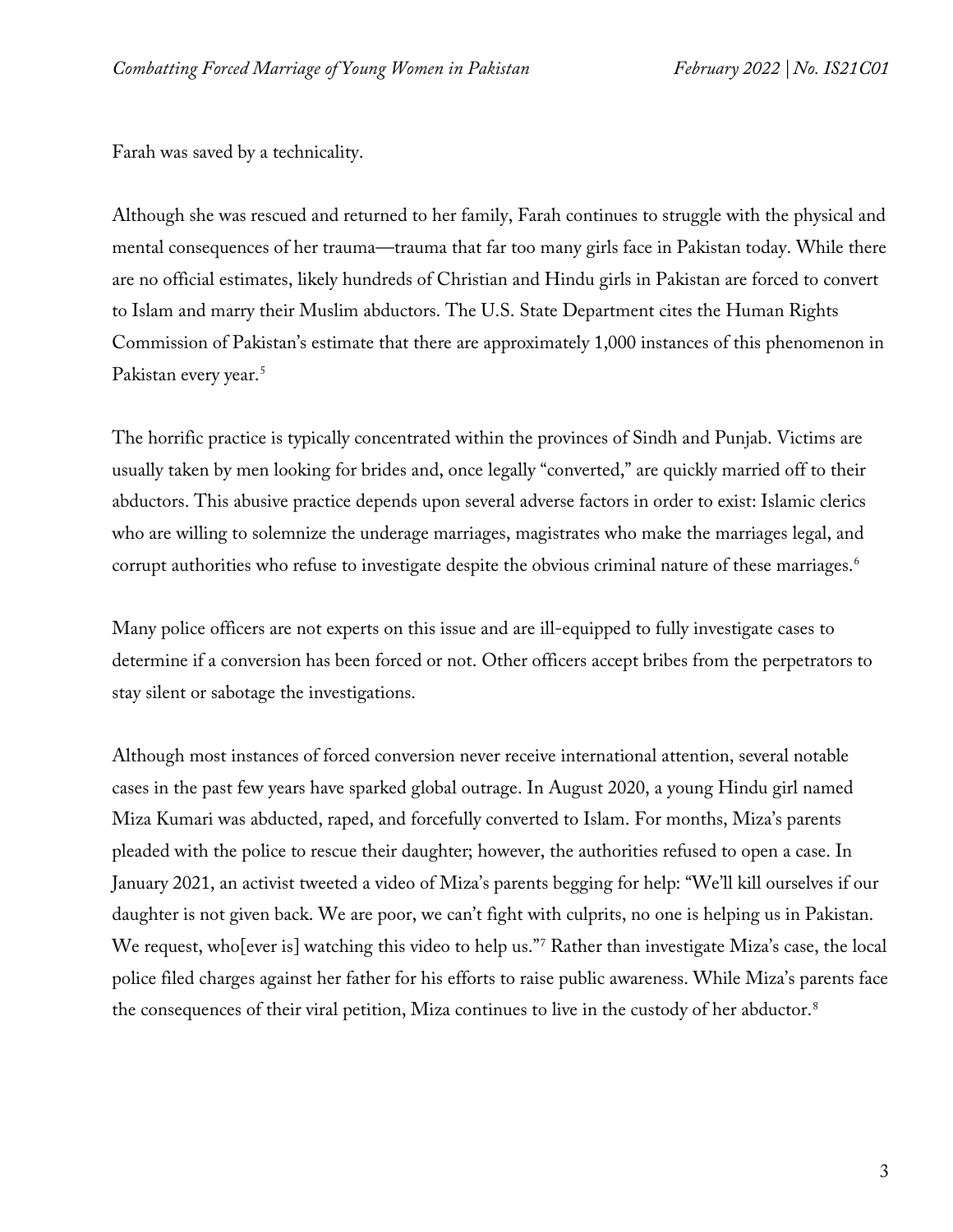Farah was saved by a technicality.

Although she was rescued and returned to her family, Farah continues to struggle with the physical and mental consequences of her trauma—trauma that far too many girls face in Pakistan today. While there are no official estimates, likely hundreds of Christian and Hindu girls in Pakistan are forced to convert to Islam and marry their Muslim abductors. The U.S. State Department cites the Human Rights Commission of Pakistan's estimate that there are approximately 1,000 instances of this phenomenon in Pakistan every year.[5]

The horrific practice is typically concentrated within the provinces of Sindh and Punjab. Victims are usually taken by men looking for brides and, once legally "converted," are quickly married off to their abductors. This abusive practice depends upon several adverse factors in order to exist: Islamic clerics who are willing to solemnize the underage marriages, magistrates who make the marriages legal, and corrupt authorities who refuse to investigate despite the obvious criminal nature of these marriages.[6]

Many police officers are not experts on this issue and are ill-equipped to fully investigate cases to determine if a conversion has been forced or not. Other officers accept bribes from the perpetrators to stay silent or sabotage the investigations.

Although most instances of forced conversion never receive international attention, several notable cases in the past few years have sparked global outrage. In August 2020, a young Hindu girl named Miza Kumari was abducted, raped, and forcefully converted to Islam. For months, Miza's parents pleaded with the police to rescue their daughter; however, the authorities refused to open a case. In January 2021, an activist tweeted a video of Miza's parents begging for help: "We'll kill ourselves if our daughter is not given back. We are poor, we can't fight with culprits, no one is helping us in Pakistan. We request, who[ever is] watching this video to help us."[7] Rather than investigate Miza's case, the local police filed charges against her father for his efforts to raise public awareness. While Miza's parents face the consequences of their viral petition, Miza continues to live in the custody of her abductor.[8]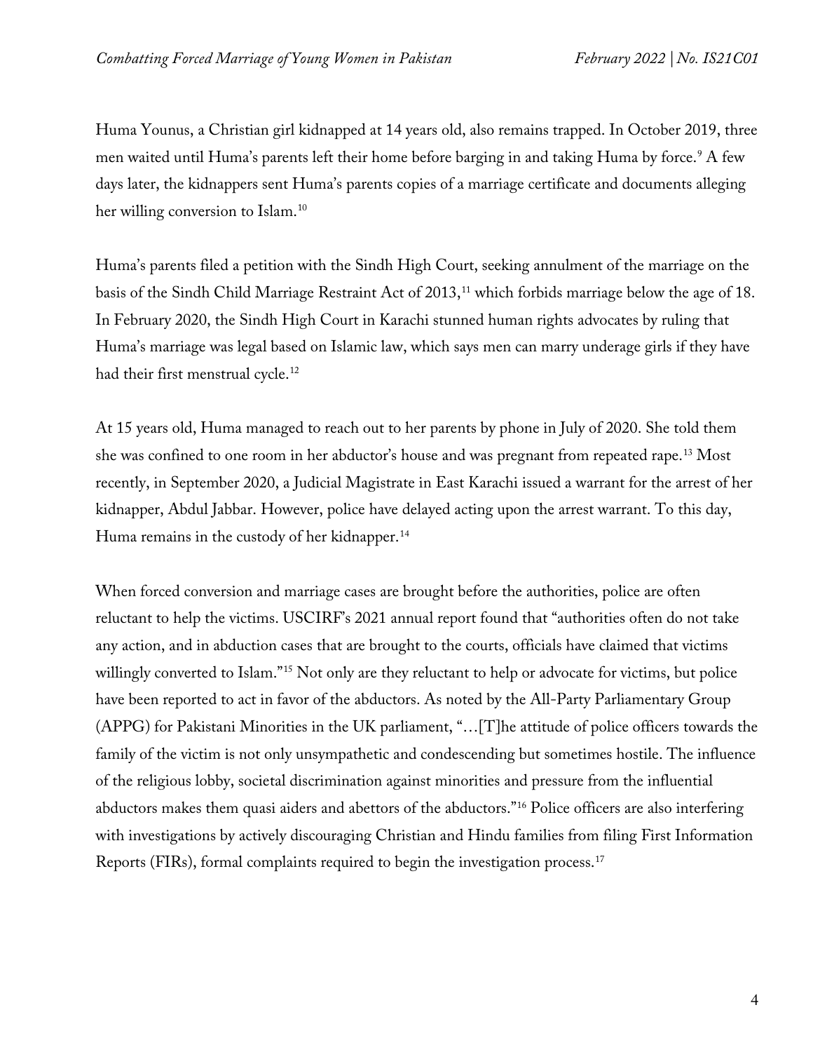Huma Younus, a Christian girl kidnapped at 14 years old, also remains trapped. In October 2019, three men waited until Huma's parents left their home before barging in and taking Huma by force.[9] A few days later, the kidnappers sent Huma's parents copies of a marriage certificate and documents alleging her willing conversion to Islam.[10]

Huma's parents filed a petition with the Sindh High Court, seeking annulment of the marriage on the basis of the Sindh Child Marriage Restraint Act of 2013,[11] which forbids marriage below the age of 18. In February 2020, the Sindh High Court in Karachi stunned human rights advocates by ruling that Huma's marriage was legal based on Islamic law, which says men can marry underage girls if they have had their first menstrual cycle.[12]

At 15 years old, Huma managed to reach out to her parents by phone in July of 2020. She told them she was confined to one room in her abductor's house and was pregnant from repeated rape.[13] Most recently, in September 2020, a Judicial Magistrate in East Karachi issued a warrant for the arrest of her kidnapper, Abdul Jabbar. However, police have delayed acting upon the arrest warrant. To this day, Huma remains in the custody of her kidnapper.[14]

When forced conversion and marriage cases are brought before the authorities, police are often reluctant to help the victims. USCIRF's 2021 annual report found that "authorities often do not take any action, and in abduction cases that are brought to the courts, officials have claimed that victims willingly converted to Islam."[15] Not only are they reluctant to help or advocate for victims, but police have been reported to act in favor of the abductors. As noted by the All-Party Parliamentary Group (APPG) for Pakistani Minorities in the UK parliament, "…[T]he attitude of police officers towards the family of the victim is not only unsympathetic and condescending but sometimes hostile. The influence of the religious lobby, societal discrimination against minorities and pressure from the influential abductors makes them quasi aiders and abettors of the abductors."[16] Police officers are also interfering with investigations by actively discouraging Christian and Hindu families from filing First Information Reports (FIRs), formal complaints required to begin the investigation process.[17]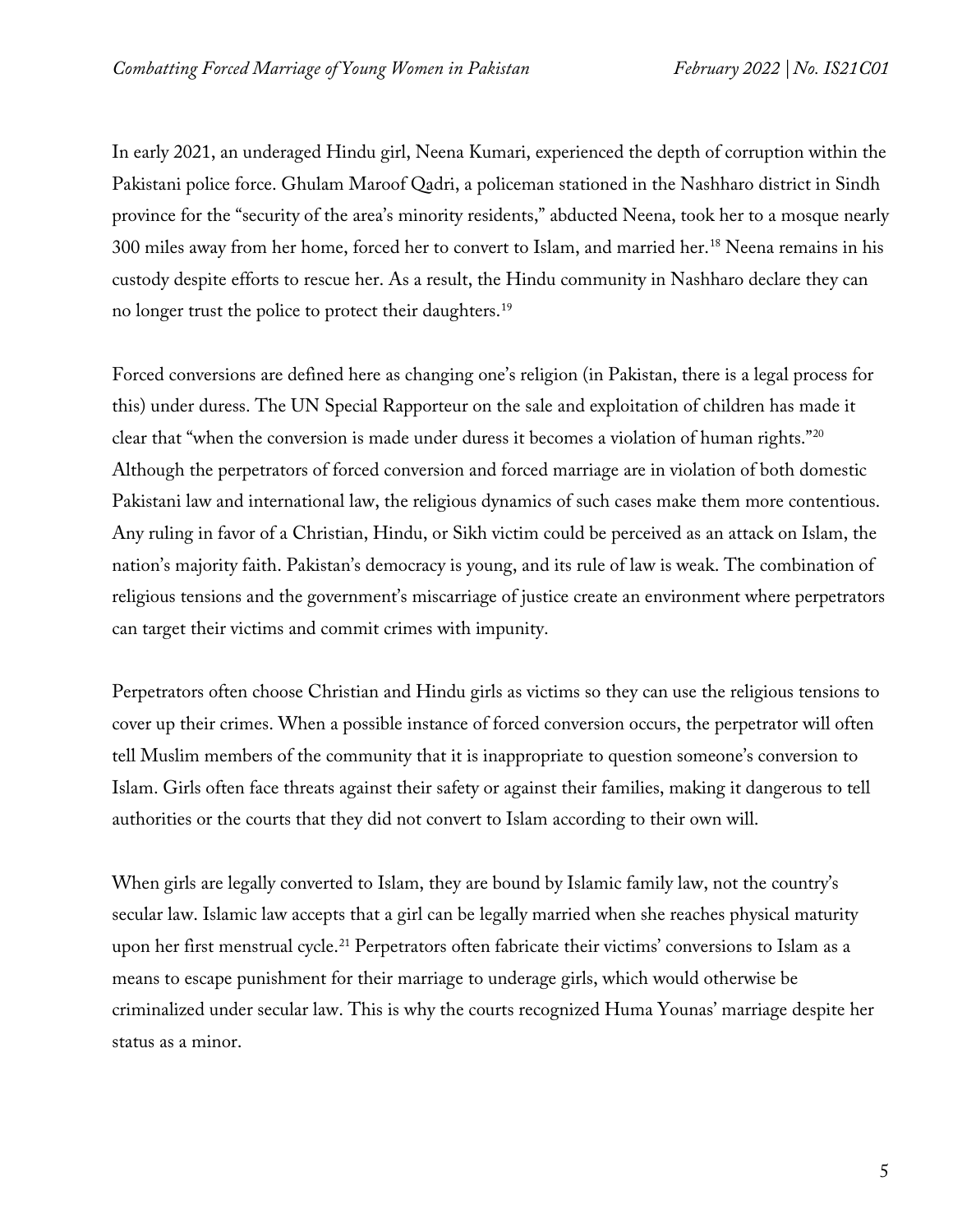In early 2021, an underaged Hindu girl, Neena Kumari, experienced the depth of corruption within the Pakistani police force. Ghulam Maroof Qadri, a policeman stationed in the Nashharo district in Sindh province for the "security of the area's minority residents," abducted Neena, took her to a mosque nearly 300 miles away from her home, forced her to convert to Islam, and married her.[18] Neena remains in his custody despite efforts to rescue her. As a result, the Hindu community in Nashharo declare they can no longer trust the police to protect their daughters.[19]

Forced conversions are defined here as changing one's religion (in Pakistan, there is a legal process for this) under duress. The UN Special Rapporteur on the sale and exploitation of children has made it clear that "when the conversion is made under duress it becomes a violation of human rights."[20] Although the perpetrators of forced conversion and forced marriage are in violation of both domestic Pakistani law and international law, the religious dynamics of such cases make them more contentious. Any ruling in favor of a Christian, Hindu, or Sikh victim could be perceived as an attack on Islam, the nation's majority faith. Pakistan's democracy is young, and its rule of law is weak. The combination of religious tensions and the government's miscarriage of justice create an environment where perpetrators can target their victims and commit crimes with impunity.

Perpetrators often choose Christian and Hindu girls as victims so they can use the religious tensions to cover up their crimes. When a possible instance of forced conversion occurs, the perpetrator will often tell Muslim members of the community that it is inappropriate to question someone's conversion to Islam. Girls often face threats against their safety or against their families, making it dangerous to tell authorities or the courts that they did not convert to Islam according to their own will.

When girls are legally converted to Islam, they are bound by Islamic family law, not the country's secular law. Islamic law accepts that a girl can be legally married when she reaches physical maturity upon her first menstrual cycle.[21] Perpetrators often fabricate their victims' conversions to Islam as a means to escape punishment for their marriage to underage girls, which would otherwise be criminalized under secular law. This is why the courts recognized Huma Younas' marriage despite her status as a minor.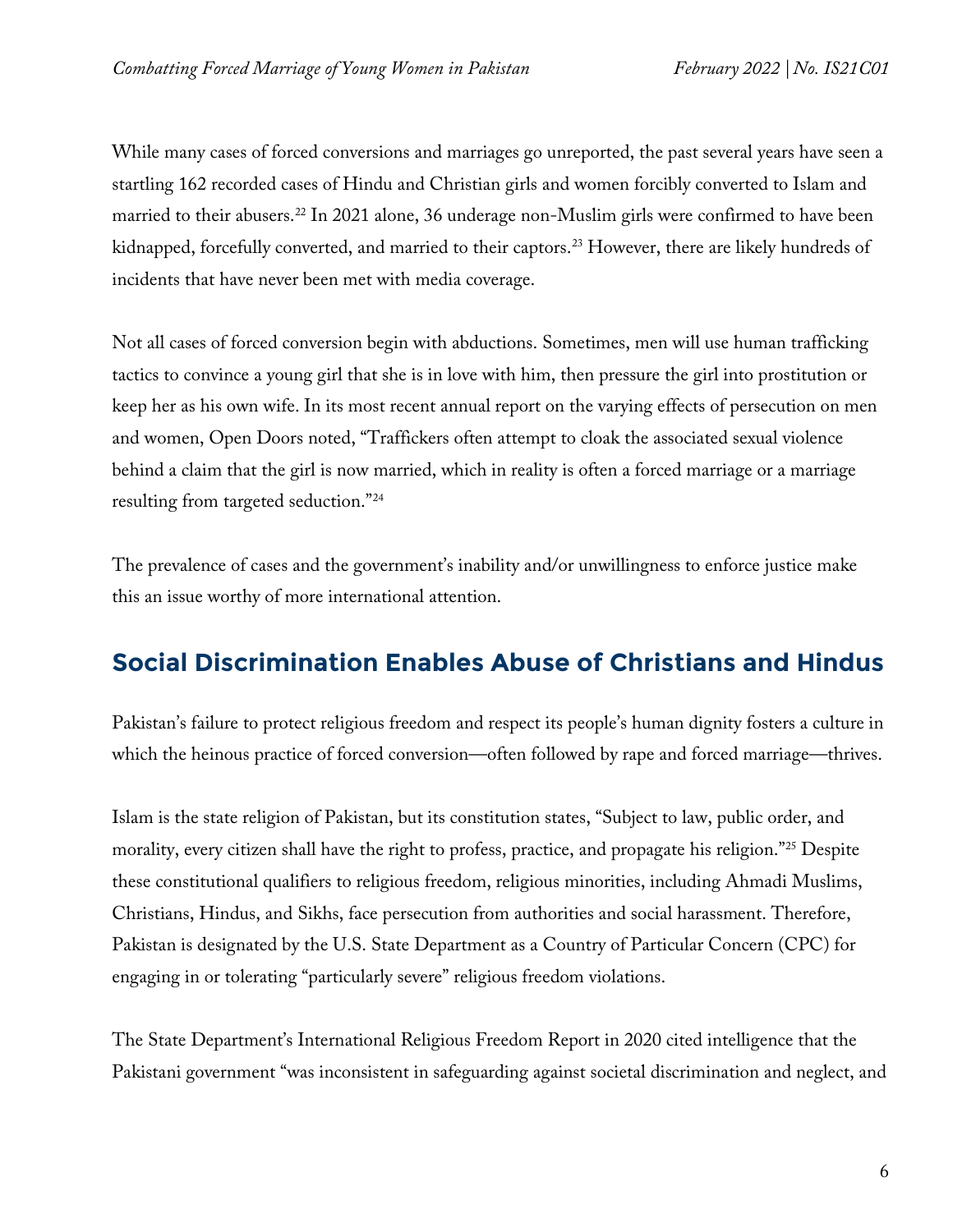While many cases of forced conversions and marriages go unreported, the past several years have seen a startling 162 recorded cases of Hindu and Christian girls and women forcibly converted to Islam and married to their abusers.[22] In 2021 alone, 36 underage non-Muslim girls were confirmed to have been kidnapped, forcefully converted, and married to their captors.[23] However, there are likely hundreds of incidents that have never been met with media coverage.

Not all cases of forced conversion begin with abductions. Sometimes, men will use human trafficking tactics to convince a young girl that she is in love with him, then pressure the girl into prostitution or keep her as his own wife. In its most recent annual report on the varying effects of persecution on men and women, Open Doors noted, "Traffickers often attempt to cloak the associated sexual violence behind a claim that the girl is now married, which in reality is often a forced marriage or a marriage resulting from targeted seduction."[24]

The prevalence of cases and the government's inability and/or unwillingness to enforce justice make this an issue worthy of more international attention.

## Social Discrimination Enables Abuse of Christians and Hindus

Pakistan's failure to protect religious freedom and respect its people's human dignity fosters a culture in which the heinous practice of forced conversion—often followed by rape and forced marriage—thrives.

Islam is the state religion of Pakistan, but its constitution states, "Subject to law, public order, and morality, every citizen shall have the right to profess, practice, and propagate his religion."[25] Despite these constitutional qualifiers to religious freedom, religious minorities, including Ahmadi Muslims, Christians, Hindus, and Sikhs, face persecution from authorities and social harassment. Therefore, Pakistan is designated by the U.S. State Department as a Country of Particular Concern (CPC) for engaging in or tolerating "particularly severe" religious freedom violations.

The State Department's International Religious Freedom Report in 2020 cited intelligence that the Pakistani government "was inconsistent in safeguarding against societal discrimination and neglect, and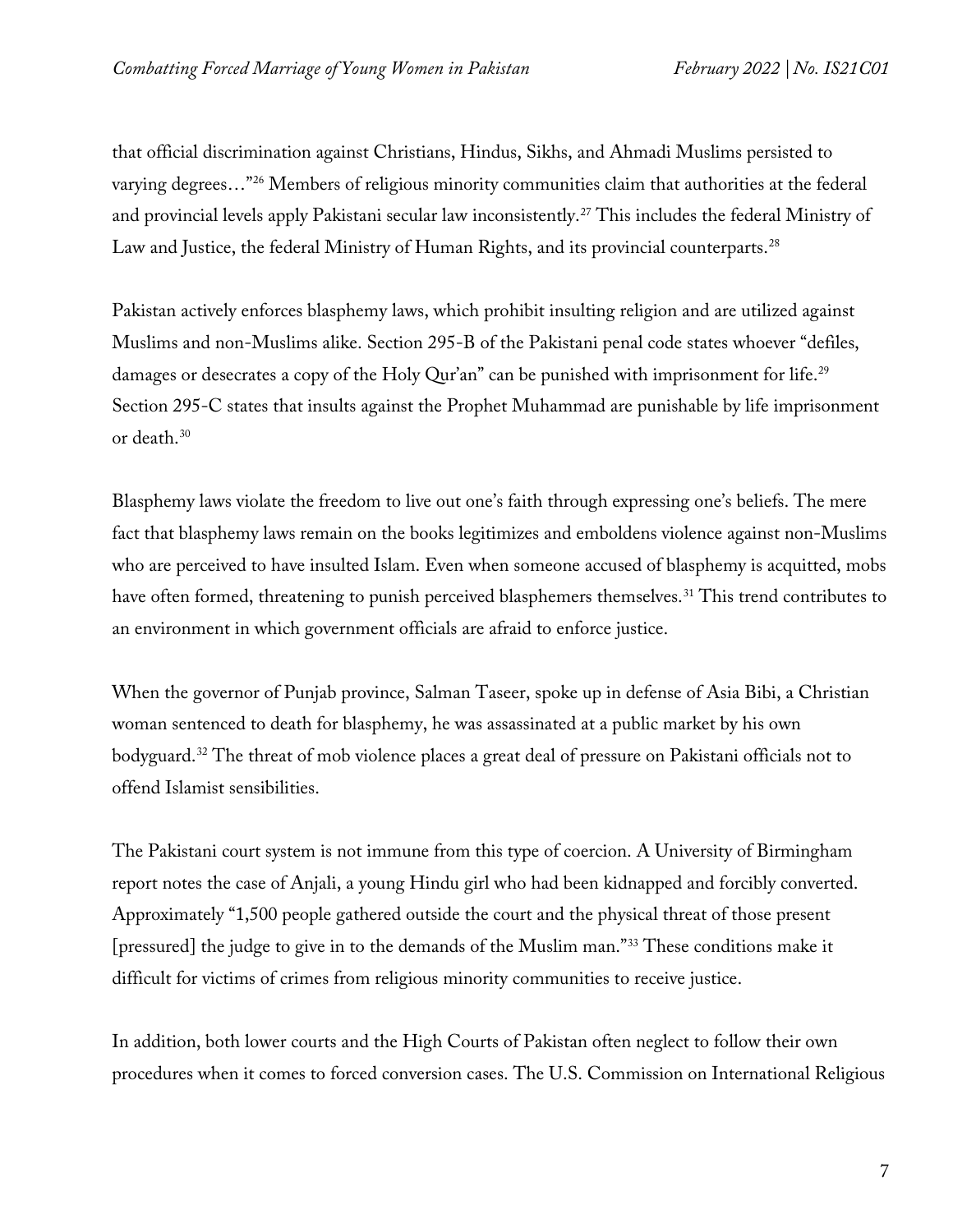that official discrimination against Christians, Hindus, Sikhs, and Ahmadi Muslims persisted to varying degrees…"[26] Members of religious minority communities claim that authorities at the federal and provincial levels apply Pakistani secular law inconsistently.[27] This includes the federal Ministry of Law and Justice, the federal Ministry of Human Rights, and its provincial counterparts.[28]

Pakistan actively enforces blasphemy laws, which prohibit insulting religion and are utilized against Muslims and non-Muslims alike. Section 295-B of the Pakistani penal code states whoever "defiles, damages or desecrates a copy of the Holy Qur'an" can be punished with imprisonment for life.[29] Section 295-C states that insults against the Prophet Muhammad are punishable by life imprisonment or death.[30]

Blasphemy laws violate the freedom to live out one's faith through expressing one's beliefs. The mere fact that blasphemy laws remain on the books legitimizes and emboldens violence against non-Muslims who are perceived to have insulted Islam. Even when someone accused of blasphemy is acquitted, mobs have often formed, threatening to punish perceived blasphemers themselves.[31] This trend contributes to an environment in which government officials are afraid to enforce justice.

When the governor of Punjab province, Salman Taseer, spoke up in defense of Asia Bibi, a Christian woman sentenced to death for blasphemy, he was assassinated at a public market by his own bodyguard.[32] The threat of mob violence places a great deal of pressure on Pakistani officials not to offend Islamist sensibilities.

The Pakistani court system is not immune from this type of coercion. A University of Birmingham report notes the case of Anjali, a young Hindu girl who had been kidnapped and forcibly converted. Approximately "1,500 people gathered outside the court and the physical threat of those present [pressured] the judge to give in to the demands of the Muslim man."[33] These conditions make it difficult for victims of crimes from religious minority communities to receive justice.

In addition, both lower courts and the High Courts of Pakistan often neglect to follow their own procedures when it comes to forced conversion cases. The U.S. Commission on International Religious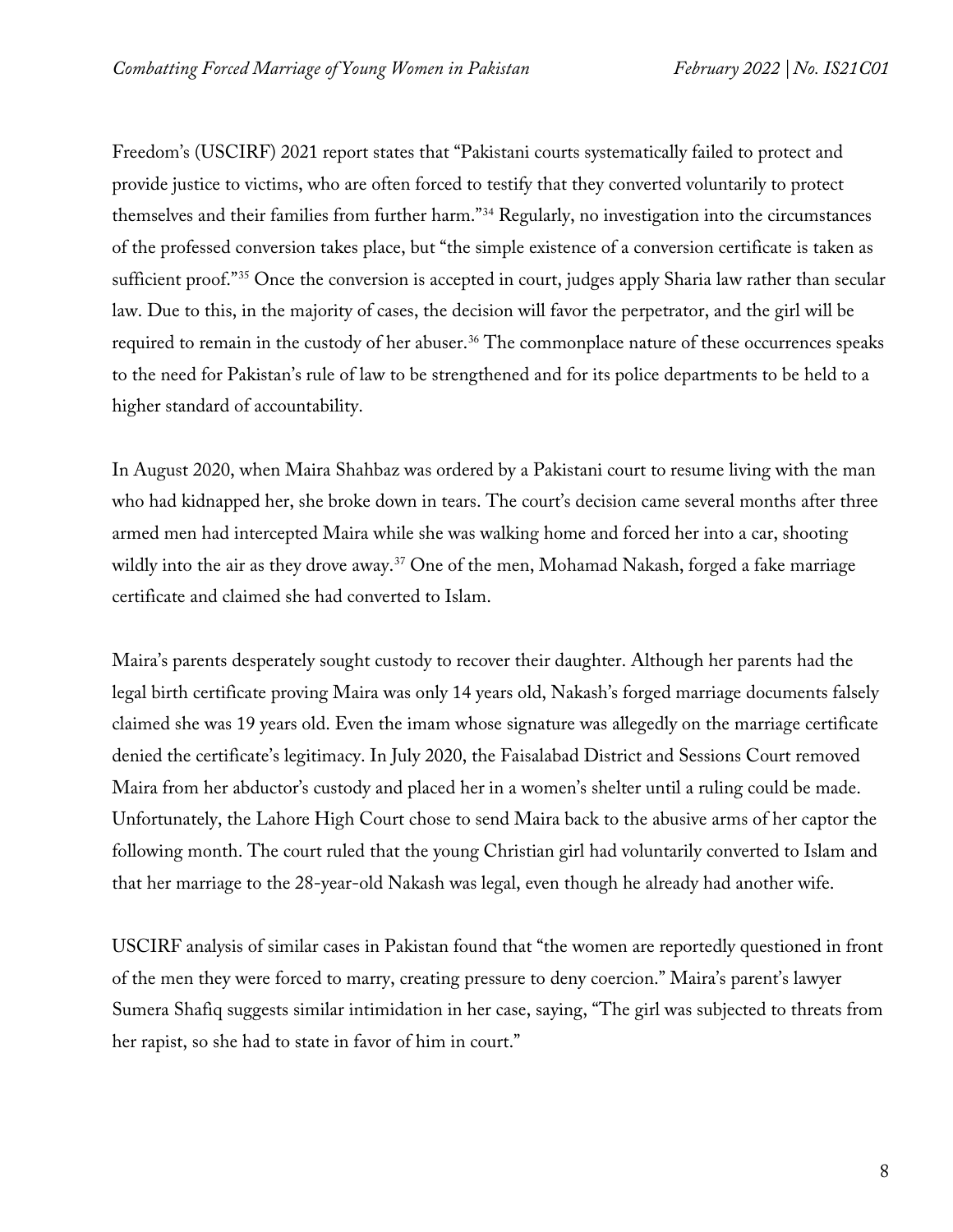Freedom's (USCIRF) 2021 report states that "Pakistani courts systematically failed to protect and provide justice to victims, who are often forced to testify that they converted voluntarily to protect themselves and their families from further harm."[34] Regularly, no investigation into the circumstances of the professed conversion takes place, but "the simple existence of a conversion certificate is taken as sufficient proof."[35] Once the conversion is accepted in court, judges apply Sharia law rather than secular law. Due to this, in the majority of cases, the decision will favor the perpetrator, and the girl will be required to remain in the custody of her abuser.[36] The commonplace nature of these occurrences speaks to the need for Pakistan's rule of law to be strengthened and for its police departments to be held to a higher standard of accountability.

In August 2020, when Maira Shahbaz was ordered by a Pakistani court to resume living with the man who had kidnapped her, she broke down in tears. The court's decision came several months after three armed men had intercepted Maira while she was walking home and forced her into a car, shooting wildly into the air as they drove away.[37] One of the men, Mohamad Nakash, forged a fake marriage certificate and claimed she had converted to Islam.

Maira's parents desperately sought custody to recover their daughter. Although her parents had the legal birth certificate proving Maira was only 14 years old, Nakash's forged marriage documents falsely claimed she was 19 years old. Even the imam whose signature was allegedly on the marriage certificate denied the certificate's legitimacy. In July 2020, the Faisalabad District and Sessions Court removed Maira from her abductor's custody and placed her in a women's shelter until a ruling could be made. Unfortunately, the Lahore High Court chose to send Maira back to the abusive arms of her captor the following month. The court ruled that the young Christian girl had voluntarily converted to Islam and that her marriage to the 28-year-old Nakash was legal, even though he already had another wife.

USCIRF analysis of similar cases in Pakistan found that "the women are reportedly questioned in front of the men they were forced to marry, creating pressure to deny coercion." Maira's parent's lawyer Sumera Shafiq suggests similar intimidation in her case, saying, "The girl was subjected to threats from her rapist, so she had to state in favor of him in court."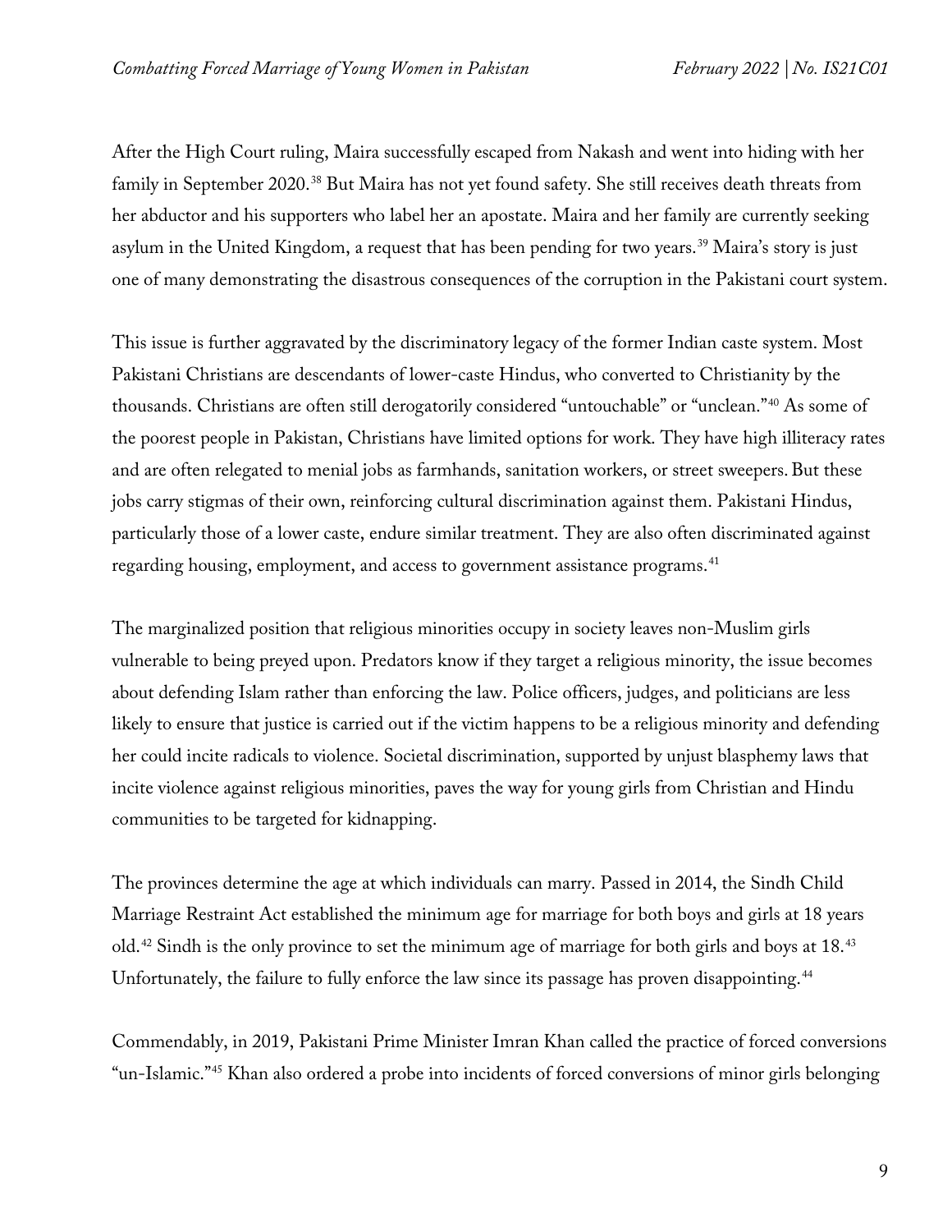After the High Court ruling, Maira successfully escaped from Nakash and went into hiding with her family in September 2020.[38] But Maira has not yet found safety. She still receives death threats from her abductor and his supporters who label her an apostate. Maira and her family are currently seeking asylum in the United Kingdom, a request that has been pending for two years.[39] Maira's story is just one of many demonstrating the disastrous consequences of the corruption in the Pakistani court system.

This issue is further aggravated by the discriminatory legacy of the former Indian caste system. Most Pakistani Christians are descendants of lower-caste Hindus, who converted to Christianity by the thousands. Christians are often still derogatorily considered "untouchable" or "unclean."[40] As some of the poorest people in Pakistan, Christians have limited options for work. They have high illiteracy rates and are often relegated to menial jobs as farmhands, sanitation workers, or street sweepers. But these jobs carry stigmas of their own, reinforcing cultural discrimination against them. Pakistani Hindus, particularly those of a lower caste, endure similar treatment. They are also often discriminated against regarding housing, employment, and access to government assistance programs.[41]

The marginalized position that religious minorities occupy in society leaves non-Muslim girls vulnerable to being preyed upon. Predators know if they target a religious minority, the issue becomes about defending Islam rather than enforcing the law. Police officers, judges, and politicians are less likely to ensure that justice is carried out if the victim happens to be a religious minority and defending her could incite radicals to violence. Societal discrimination, supported by unjust blasphemy laws that incite violence against religious minorities, paves the way for young girls from Christian and Hindu communities to be targeted for kidnapping.

The provinces determine the age at which individuals can marry. Passed in 2014, the Sindh Child Marriage Restraint Act established the minimum age for marriage for both boys and girls at 18 years old.[42] Sindh is the only province to set the minimum age of marriage for both girls and boys at 18.[43] Unfortunately, the failure to fully enforce the law since its passage has proven disappointing.[44]

Commendably, in 2019, Pakistani Prime Minister Imran Khan called the practice of forced conversions "un-Islamic."[45] Khan also ordered a probe into incidents of forced conversions of minor girls belonging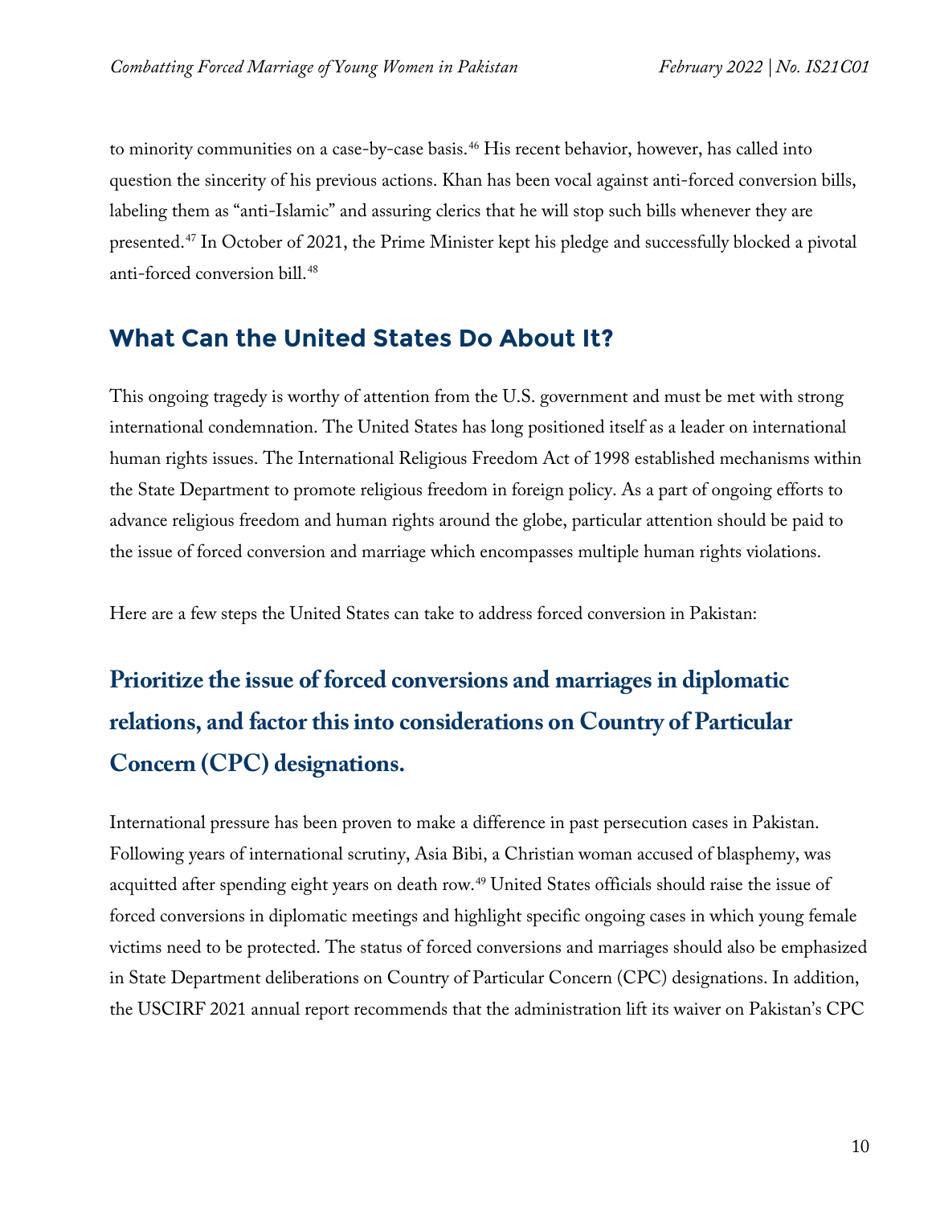to minority communities on a case-by-case basis.[46] His recent behavior, however, has called into question the sincerity of his previous actions. Khan has been vocal against anti-forced conversion bills, labeling them as "anti-Islamic" and assuring clerics that he will stop such bills whenever they are presented.[47] In October of 2021, the Prime Minister kept his pledge and successfully blocked a pivotal anti-forced conversion bill.[48]

## What Can the United States Do About It?

This ongoing tragedy is worthy of attention from the U.S. government and must be met with strong international condemnation. The United States has long positioned itself as a leader on international human rights issues. The International Religious Freedom Act of 1998 established mechanisms within the State Department to promote religious freedom in foreign policy. As a part of ongoing efforts to advance religious freedom and human rights around the globe, particular attention should be paid to the issue of forced conversion and marriage which encompasses multiple human rights violations.

Here are a few steps the United States can take to address forced conversion in Pakistan:

### Prioritize the issue of forced conversions and marriages in diplomatic relations, and factor this into considerations on Country of Particular Concern (CPC) designations.

International pressure has been proven to make a difference in past persecution cases in Pakistan. Following years of international scrutiny, Asia Bibi, a Christian woman accused of blasphemy, was acquitted after spending eight years on death row.[49] United States officials should raise the issue of forced conversions in diplomatic meetings and highlight specific ongoing cases in which young female victims need to be protected. The status of forced conversions and marriages should also be emphasized in State Department deliberations on Country of Particular Concern (CPC) designations. In addition, the USCIRF 2021 annual report recommends that the administration lift its waiver on Pakistan's CPC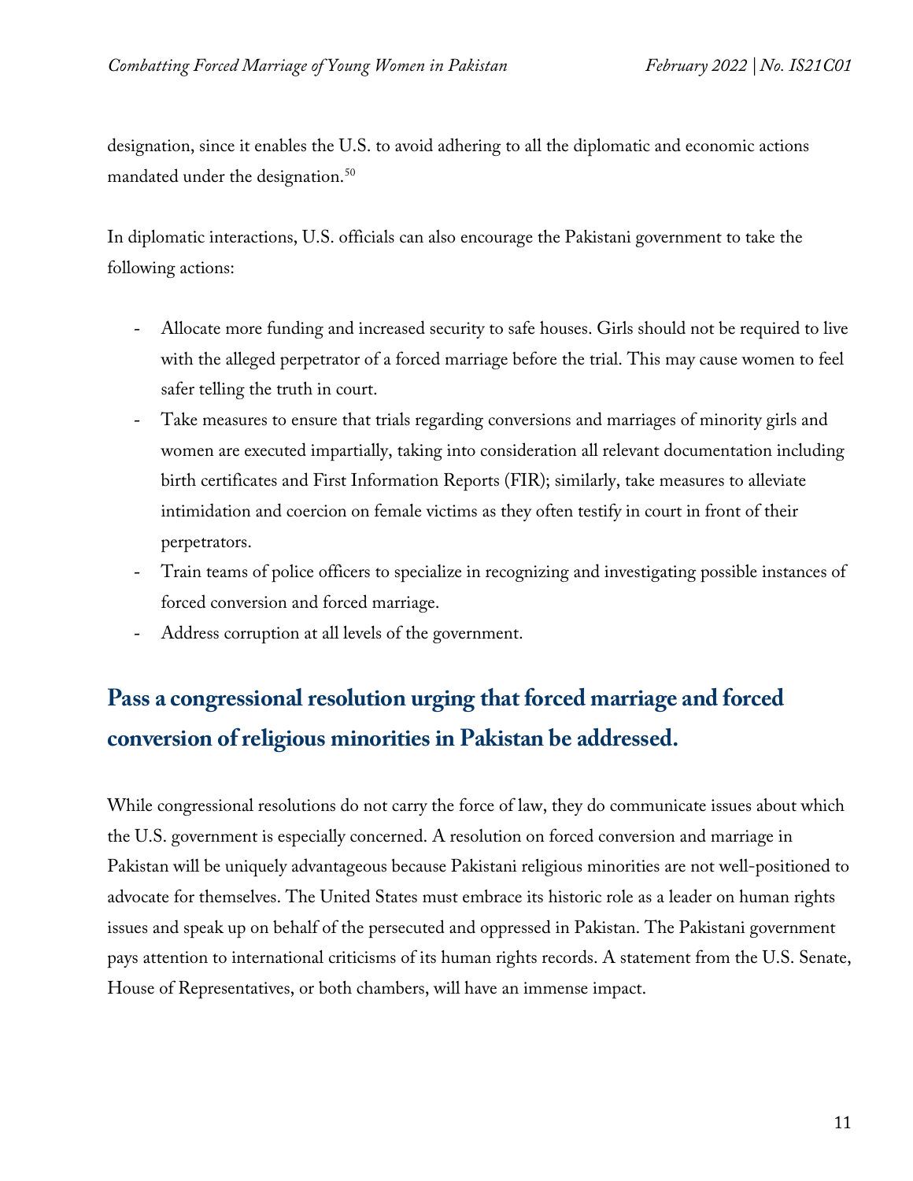designation, since it enables the U.S. to avoid adhering to all the diplomatic and economic actions mandated under the designation.[50]

In diplomatic interactions, U.S. officials can also encourage the Pakistani government to take the following actions:

- Allocate more funding and increased security to safe houses. Girls should not be required to live with the alleged perpetrator of a forced marriage before the trial. This may cause women to feel safer telling the truth in court.
- Take measures to ensure that trials regarding conversions and marriages of minority girls and women are executed impartially, taking into consideration all relevant documentation including birth certificates and First Information Reports (FIR); similarly, take measures to alleviate intimidation and coercion on female victims as they often testify in court in front of their perpetrators.
- Train teams of police officers to specialize in recognizing and investigating possible instances of forced conversion and forced marriage.
- Address corruption at all levels of the government.

## Pass a congressional resolution urging that forced marriage and forced conversion of religious minorities in Pakistan be addressed.

While congressional resolutions do not carry the force of law, they do communicate issues about which the U.S. government is especially concerned. A resolution on forced conversion and marriage in Pakistan will be uniquely advantageous because Pakistani religious minorities are not well-positioned to advocate for themselves. The United States must embrace its historic role as a leader on human rights issues and speak up on behalf of the persecuted and oppressed in Pakistan. The Pakistani government pays attention to international criticisms of its human rights records. A statement from the U.S. Senate, House of Representatives, or both chambers, will have an immense impact.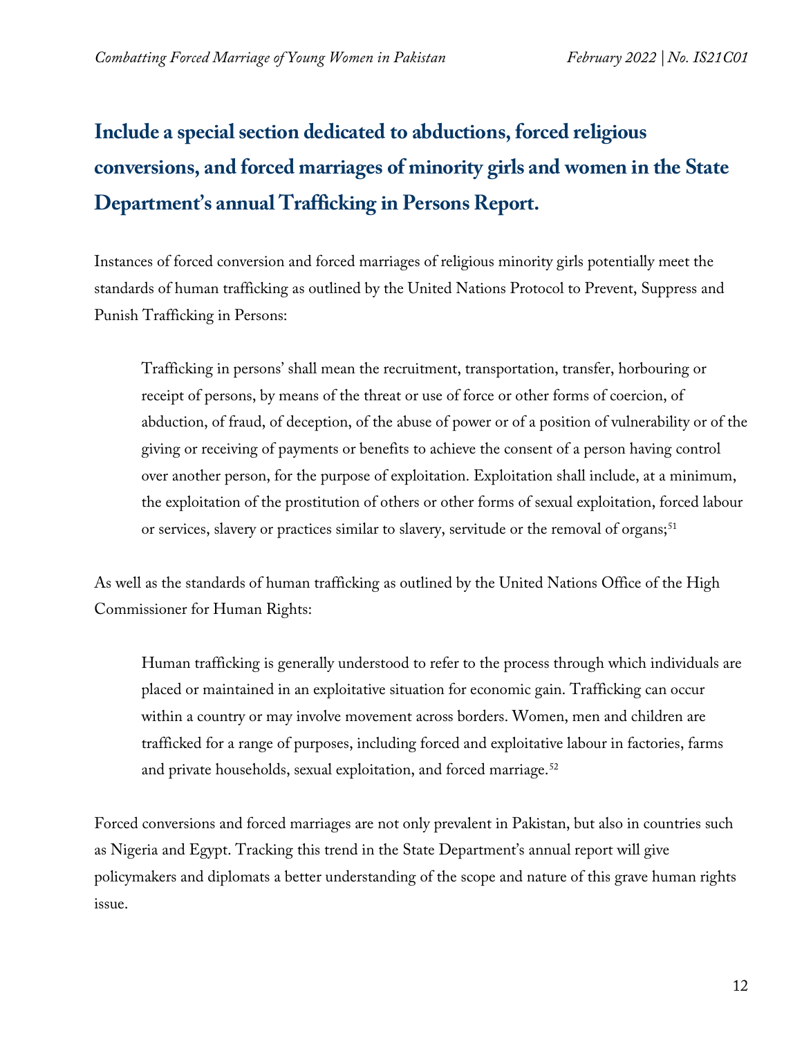## Include a special section dedicated to abductions, forced religious conversions, and forced marriages of minority girls and women in the State Department's annual Trafficking in Persons Report.

Instances of forced conversion and forced marriages of religious minority girls potentially meet the standards of human trafficking as outlined by the United Nations Protocol to Prevent, Suppress and Punish Trafficking in Persons:

> Trafficking in persons' shall mean the recruitment, transportation, transfer, horbouring or receipt of persons, by means of the threat or use of force or other forms of coercion, of abduction, of fraud, of deception, of the abuse of power or of a position of vulnerability or of the giving or receiving of payments or benefits to achieve the consent of a person having control over another person, for the purpose of exploitation. Exploitation shall include, at a minimum, the exploitation of the prostitution of others or other forms of sexual exploitation, forced labour or services, slavery or practices similar to slavery, servitude or the removal of organs;[51]

As well as the standards of human trafficking as outlined by the United Nations Office of the High Commissioner for Human Rights:

> Human trafficking is generally understood to refer to the process through which individuals are placed or maintained in an exploitative situation for economic gain. Trafficking can occur within a country or may involve movement across borders. Women, men and children are trafficked for a range of purposes, including forced and exploitative labour in factories, farms and private households, sexual exploitation, and forced marriage.[52]

Forced conversions and forced marriages are not only prevalent in Pakistan, but also in countries such as Nigeria and Egypt. Tracking this trend in the State Department's annual report will give policymakers and diplomats a better understanding of the scope and nature of this grave human rights issue.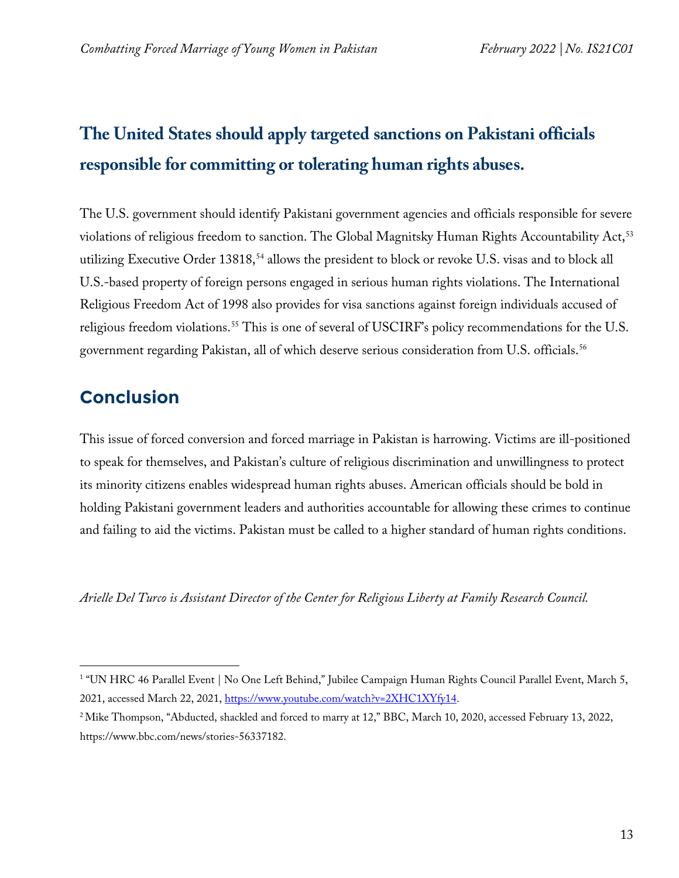## The United States should apply targeted sanctions on Pakistani officials responsible for committing or tolerating human rights abuses.

The U.S. government should identify Pakistani government agencies and officials responsible for severe violations of religious freedom to sanction. The Global Magnitsky Human Rights Accountability Act,[53] utilizing Executive Order 13818,[54] allows the president to block or revoke U.S. visas and to block all U.S.-based property of foreign persons engaged in serious human rights violations. The International Religious Freedom Act of 1998 also provides for visa sanctions against foreign individuals accused of religious freedom violations.[55] This is one of several of USCIRF's policy recommendations for the U.S. government regarding Pakistan, all of which deserve serious consideration from U.S. officials.[56]

## Conclusion

This issue of forced conversion and forced marriage in Pakistan is harrowing. Victims are ill-positioned to speak for themselves, and Pakistan's culture of religious discrimination and unwillingness to protect its minority citizens enables widespread human rights abuses. American officials should be bold in holding Pakistani government leaders and authorities accountable for allowing these crimes to continue and failing to aid the victims. Pakistan must be called to a higher standard of human rights conditions.

*Arielle Del Turco is Assistant Director of the Center for Religious Liberty at Family Research Council.*

---

[1] "UN HRC 46 Parallel Event | No One Left Behind," Jubilee Campaign Human Rights Council Parallel Event, March 5, 2021, accessed March 22, 2021, https://www.youtube.com/watch?v=2XHC1XYfy14.

[2] Mike Thompson, "Abducted, shackled and forced to marry at 12," BBC, March 10, 2020, accessed February 13, 2022, https://www.bbc.com/news/stories-56337182.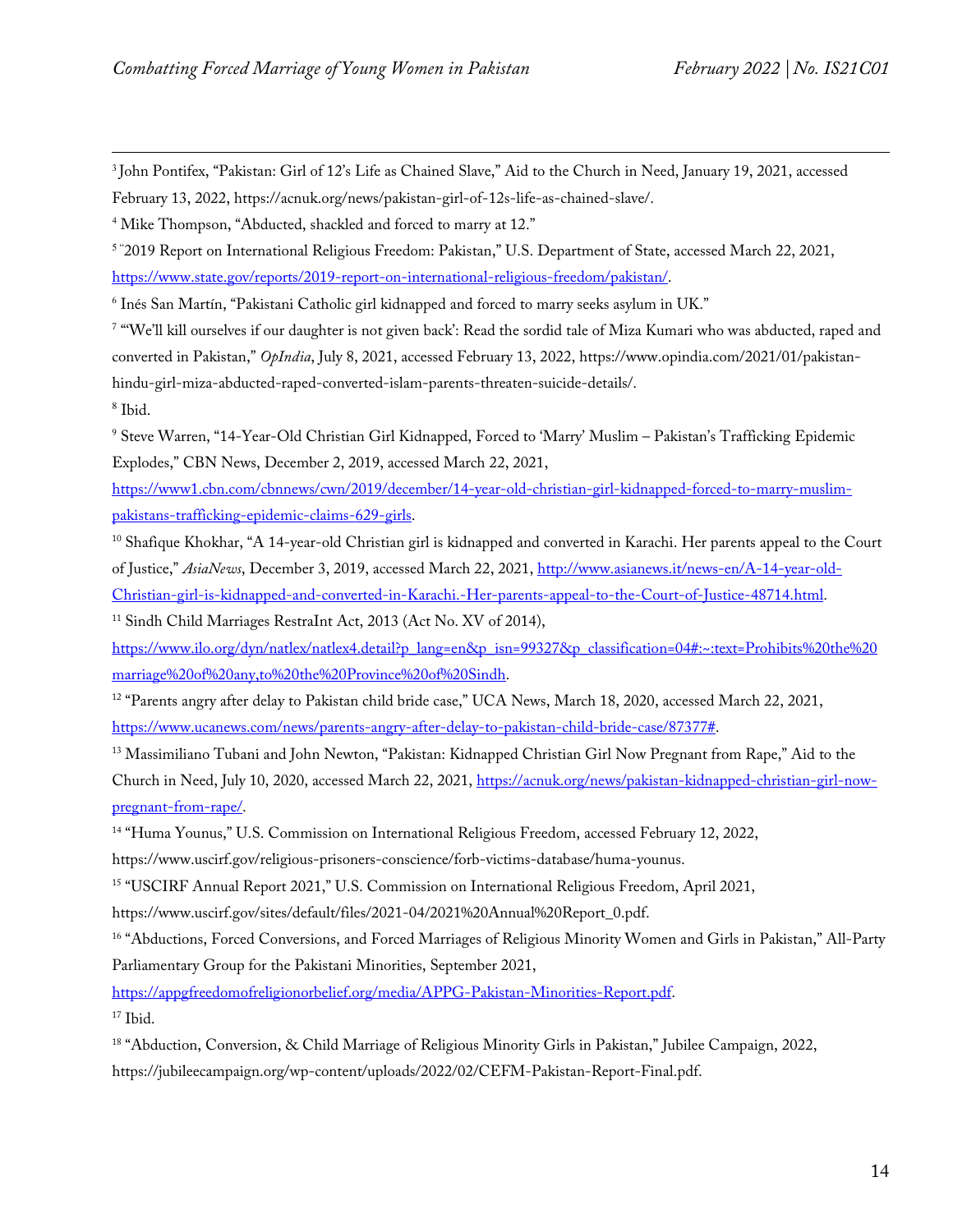[3] John Pontifex, "Pakistan: Girl of 12's Life as Chained Slave," Aid to the Church in Need, January 19, 2021, accessed February 13, 2022, https://acnuk.org/news/pakistan-girl-of-12s-life-as-chained-slave/.

[4] Mike Thompson, "Abducted, shackled and forced to marry at 12."

[5] "2019 Report on International Religious Freedom: Pakistan," U.S. Department of State, accessed March 22, 2021, https://www.state.gov/reports/2019-report-on-international-religious-freedom/pakistan/.

[6] Inés San Martín, "Pakistani Catholic girl kidnapped and forced to marry seeks asylum in UK."

[7] "'We'll kill ourselves if our daughter is not given back': Read the sordid tale of Miza Kumari who was abducted, raped and converted in Pakistan," *OpIndia*, July 8, 2021, accessed February 13, 2022, https://www.opindia.com/2021/01/pakistan-hindu-girl-miza-abducted-raped-converted-islam-parents-threaten-suicide-details/.

[8] Ibid.

[9] Steve Warren, "14-Year-Old Christian Girl Kidnapped, Forced to 'Marry' Muslim – Pakistan's Trafficking Epidemic Explodes," CBN News, December 2, 2019, accessed March 22, 2021, https://www1.cbn.com/cbnnews/cwn/2019/december/14-year-old-christian-girl-kidnapped-forced-to-marry-muslim-pakistans-trafficking-epidemic-claims-629-girls.

[10] Shafique Khokhar, "A 14-year-old Christian girl is kidnapped and converted in Karachi. Her parents appeal to the Court of Justice," *AsiaNews*, December 3, 2019, accessed March 22, 2021, http://www.asianews.it/news-en/A-14-year-old-Christian-girl-is-kidnapped-and-converted-in-Karachi.-Her-parents-appeal-to-the-Court-of-Justice-48714.html.

[11] Sindh Child Marriages RestraInt Act, 2013 (Act No. XV of 2014), https://www.ilo.org/dyn/natlex/natlex4.detail?p_lang=en&p_isn=99327&p_classification=04#:~:text=Prohibits%20the%20marriage%20of%20any,to%20the%20Province%20of%20Sindh.

[12] "Parents angry after delay to Pakistan child bride case," UCA News, March 18, 2020, accessed March 22, 2021, https://www.ucanews.com/news/parents-angry-after-delay-to-pakistan-child-bride-case/87377#.

[13] Massimiliano Tubani and John Newton, "Pakistan: Kidnapped Christian Girl Now Pregnant from Rape," Aid to the Church in Need, July 10, 2020, accessed March 22, 2021, https://acnuk.org/news/pakistan-kidnapped-christian-girl-now-pregnant-from-rape/.

[14] "Huma Younus," U.S. Commission on International Religious Freedom, accessed February 12, 2022, https://www.uscirf.gov/religious-prisoners-conscience/forb-victims-database/huma-younus.

[15] "USCIRF Annual Report 2021," U.S. Commission on International Religious Freedom, April 2021, https://www.uscirf.gov/sites/default/files/2021-04/2021%20Annual%20Report_0.pdf.

[16] "Abductions, Forced Conversions, and Forced Marriages of Religious Minority Women and Girls in Pakistan," All-Party Parliamentary Group for the Pakistani Minorities, September 2021, https://appgfreedomofreligionorbelief.org/media/APPG-Pakistan-Minorities-Report.pdf.

[17] Ibid.

[18] "Abduction, Conversion, & Child Marriage of Religious Minority Girls in Pakistan," Jubilee Campaign, 2022, https://jubileecampaign.org/wp-content/uploads/2022/02/CEFM-Pakistan-Report-Final.pdf.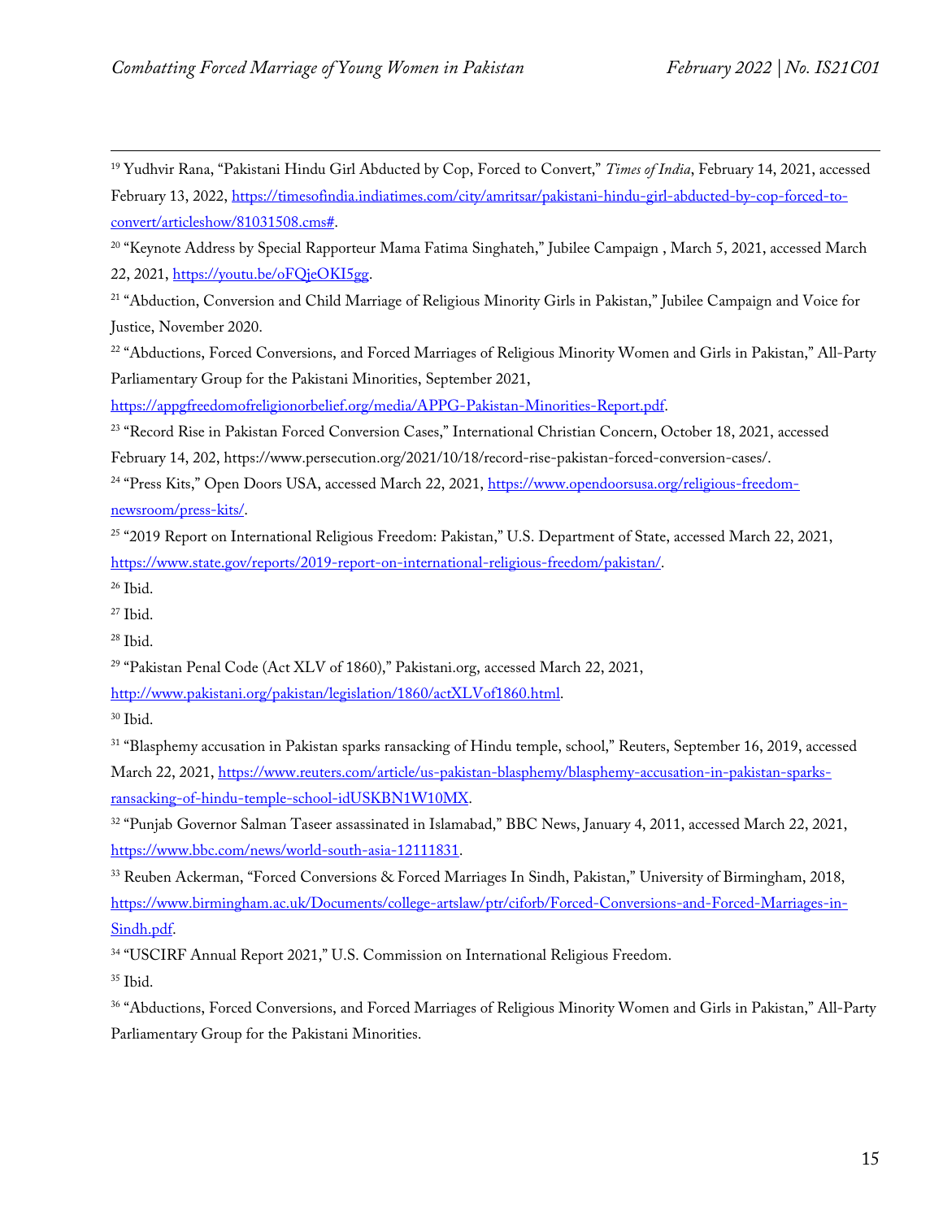[19] Yudhvir Rana, "Pakistani Hindu Girl Abducted by Cop, Forced to Convert," *Times of India*, February 14, 2021, accessed February 13, 2022, https://timesofindia.indiatimes.com/city/amritsar/pakistani-hindu-girl-abducted-by-cop-forced-to-convert/articleshow/81031508.cms#.

[20] "Keynote Address by Special Rapporteur Mama Fatima Singhateh," Jubilee Campaign , March 5, 2021, accessed March 22, 2021, https://youtu.be/oFQjeOKI5gg.

[21] "Abduction, Conversion and Child Marriage of Religious Minority Girls in Pakistan," Jubilee Campaign and Voice for Justice, November 2020.

[22] "Abductions, Forced Conversions, and Forced Marriages of Religious Minority Women and Girls in Pakistan," All-Party Parliamentary Group for the Pakistani Minorities, September 2021, https://appgfreedomofreligionorbelief.org/media/APPG-Pakistan-Minorities-Report.pdf.

[23] "Record Rise in Pakistan Forced Conversion Cases," International Christian Concern, October 18, 2021, accessed February 14, 202, https://www.persecution.org/2021/10/18/record-rise-pakistan-forced-conversion-cases/.

[24] "Press Kits," Open Doors USA, accessed March 22, 2021, https://www.opendoorsusa.org/religious-freedom-newsroom/press-kits/.

[25] "2019 Report on International Religious Freedom: Pakistan," U.S. Department of State, accessed March 22, 2021, https://www.state.gov/reports/2019-report-on-international-religious-freedom/pakistan/.

[26] Ibid.

[27] Ibid.

[28] Ibid.

[29] "Pakistan Penal Code (Act XLV of 1860)," Pakistani.org, accessed March 22, 2021, http://www.pakistani.org/pakistan/legislation/1860/actXLVof1860.html.

[30] Ibid.

[31] "Blasphemy accusation in Pakistan sparks ransacking of Hindu temple, school," Reuters, September 16, 2019, accessed March 22, 2021, https://www.reuters.com/article/us-pakistan-blasphemy/blasphemy-accusation-in-pakistan-sparks-ransacking-of-hindu-temple-school-idUSKBN1W10MX.

[32] "Punjab Governor Salman Taseer assassinated in Islamabad," BBC News, January 4, 2011, accessed March 22, 2021, https://www.bbc.com/news/world-south-asia-12111831.

[33] Reuben Ackerman, "Forced Conversions & Forced Marriages In Sindh, Pakistan," University of Birmingham, 2018, https://www.birmingham.ac.uk/Documents/college-artslaw/ptr/ciforb/Forced-Conversions-and-Forced-Marriages-in-Sindh.pdf.

[34] "USCIRF Annual Report 2021," U.S. Commission on International Religious Freedom.

[35] Ibid.

[36] "Abductions, Forced Conversions, and Forced Marriages of Religious Minority Women and Girls in Pakistan," All-Party Parliamentary Group for the Pakistani Minorities.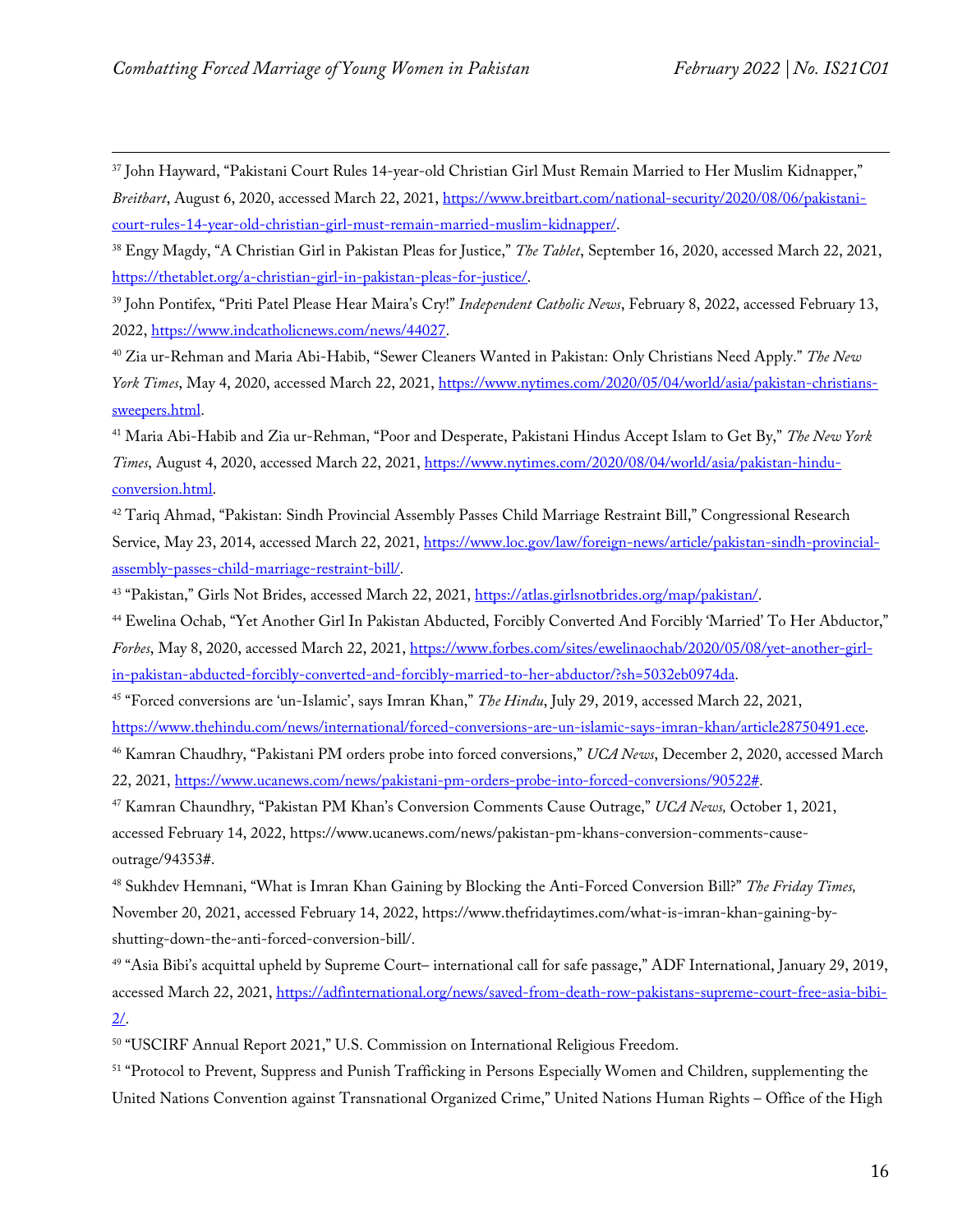[37] John Hayward, "Pakistani Court Rules 14-year-old Christian Girl Must Remain Married to Her Muslim Kidnapper," *Breitbart*, August 6, 2020, accessed March 22, 2021, https://www.breitbart.com/national-security/2020/08/06/pakistani-court-rules-14-year-old-christian-girl-must-remain-married-muslim-kidnapper/.

[38] Engy Magdy, "A Christian Girl in Pakistan Pleas for Justice," *The Tablet*, September 16, 2020, accessed March 22, 2021, https://thetablet.org/a-christian-girl-in-pakistan-pleas-for-justice/.

[39] John Pontifex, "Priti Patel Please Hear Maira's Cry!" *Independent Catholic News*, February 8, 2022, accessed February 13, 2022, https://www.indcatholicnews.com/news/44027.

[40] Zia ur-Rehman and Maria Abi-Habib, "Sewer Cleaners Wanted in Pakistan: Only Christians Need Apply." *The New York Times*, May 4, 2020, accessed March 22, 2021, https://www.nytimes.com/2020/05/04/world/asia/pakistan-christians-sweepers.html.

[41] Maria Abi-Habib and Zia ur-Rehman, "Poor and Desperate, Pakistani Hindus Accept Islam to Get By," *The New York Times*, August 4, 2020, accessed March 22, 2021, https://www.nytimes.com/2020/08/04/world/asia/pakistan-hindu-conversion.html.

[42] Tariq Ahmad, "Pakistan: Sindh Provincial Assembly Passes Child Marriage Restraint Bill," Congressional Research Service, May 23, 2014, accessed March 22, 2021, https://www.loc.gov/law/foreign-news/article/pakistan-sindh-provincial-assembly-passes-child-marriage-restraint-bill/.

[43] "Pakistan," Girls Not Brides, accessed March 22, 2021, https://atlas.girlsnotbrides.org/map/pakistan/.

[44] Ewelina Ochab, "Yet Another Girl In Pakistan Abducted, Forcibly Converted And Forcibly 'Married' To Her Abductor," *Forbes*, May 8, 2020, accessed March 22, 2021, https://www.forbes.com/sites/ewelinaochab/2020/05/08/yet-another-girl-in-pakistan-abducted-forcibly-converted-and-forcibly-married-to-her-abductor/?sh=5032eb0974da.

[45] "Forced conversions are 'un-Islamic', says Imran Khan," *The Hindu*, July 29, 2019, accessed March 22, 2021, https://www.thehindu.com/news/international/forced-conversions-are-un-islamic-says-imran-khan/article28750491.ece.

[46] Kamran Chaudhry, "Pakistani PM orders probe into forced conversions," *UCA News*, December 2, 2020, accessed March 22, 2021, https://www.ucanews.com/news/pakistani-pm-orders-probe-into-forced-conversions/90522#.

[47] Kamran Chaundhry, "Pakistan PM Khan's Conversion Comments Cause Outrage," *UCA News,* October 1, 2021, accessed February 14, 2022, https://www.ucanews.com/news/pakistan-pm-khans-conversion-comments-cause-outrage/94353#.

[48] Sukhdev Hemnani, "What is Imran Khan Gaining by Blocking the Anti-Forced Conversion Bill?" *The Friday Times,* November 20, 2021, accessed February 14, 2022, https://www.thefridaytimes.com/what-is-imran-khan-gaining-by-shutting-down-the-anti-forced-conversion-bill/.

[49] "Asia Bibi's acquittal upheld by Supreme Court– international call for safe passage," ADF International, January 29, 2019, accessed March 22, 2021, https://adfinternational.org/news/saved-from-death-row-pakistans-supreme-court-free-asia-bibi-2/.

[50] "USCIRF Annual Report 2021," U.S. Commission on International Religious Freedom.

[51] "Protocol to Prevent, Suppress and Punish Trafficking in Persons Especially Women and Children, supplementing the United Nations Convention against Transnational Organized Crime," United Nations Human Rights – Office of the High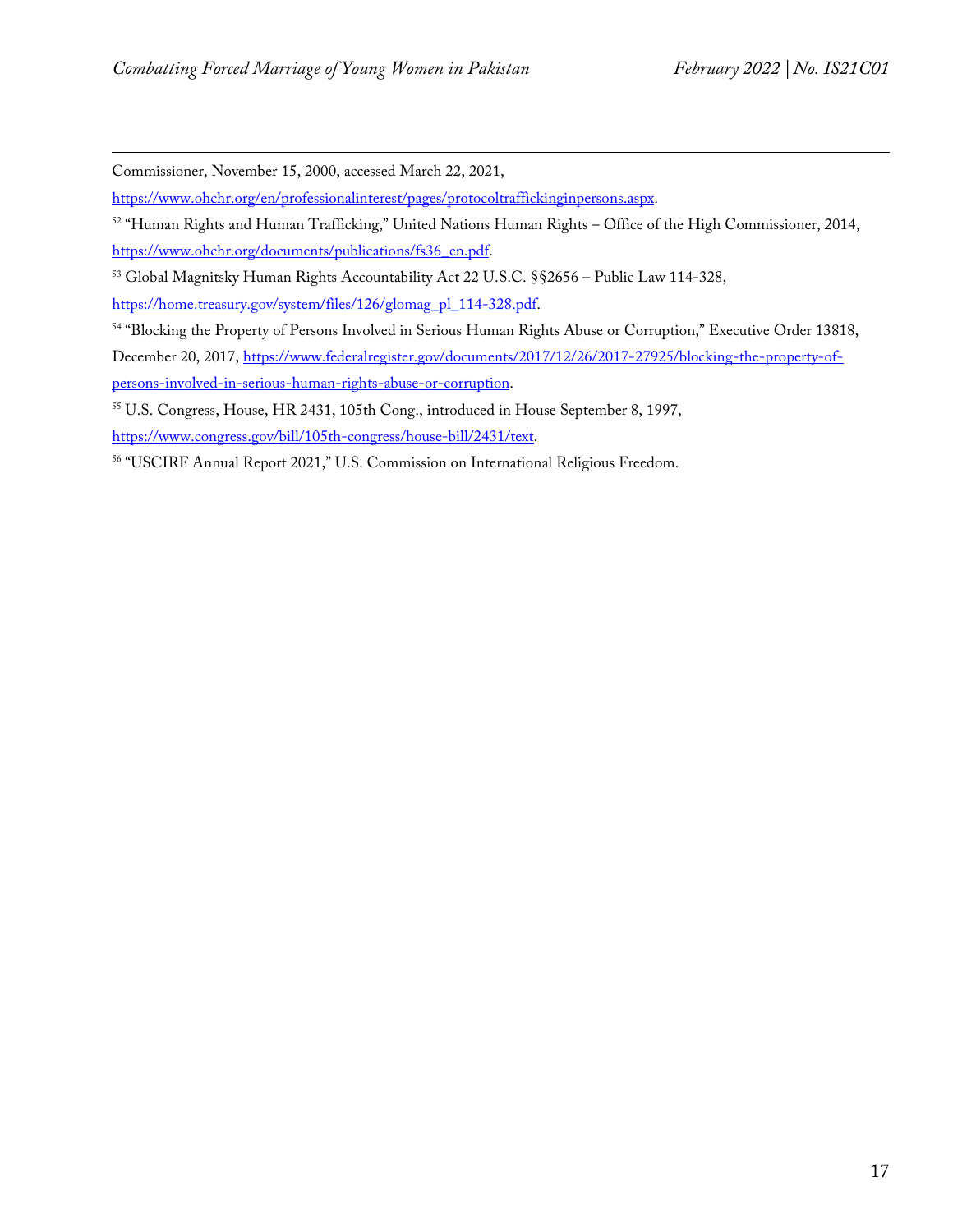Commissioner, November 15, 2000, accessed March 22, 2021, https://www.ohchr.org/en/professionalinterest/pages/protocoltraffickinginpersons.aspx.

[52] "Human Rights and Human Trafficking," United Nations Human Rights – Office of the High Commissioner, 2014, https://www.ohchr.org/documents/publications/fs36_en.pdf.

[53] Global Magnitsky Human Rights Accountability Act 22 U.S.C. §§2656 – Public Law 114-328, https://home.treasury.gov/system/files/126/glomag_pl_114-328.pdf.

[54] "Blocking the Property of Persons Involved in Serious Human Rights Abuse or Corruption," Executive Order 13818, December 20, 2017, https://www.federalregister.gov/documents/2017/12/26/2017-27925/blocking-the-property-of-persons-involved-in-serious-human-rights-abuse-or-corruption.

[55] U.S. Congress, House, HR 2431, 105th Cong., introduced in House September 8, 1997, https://www.congress.gov/bill/105th-congress/house-bill/2431/text.

[56] "USCIRF Annual Report 2021," U.S. Commission on International Religious Freedom.